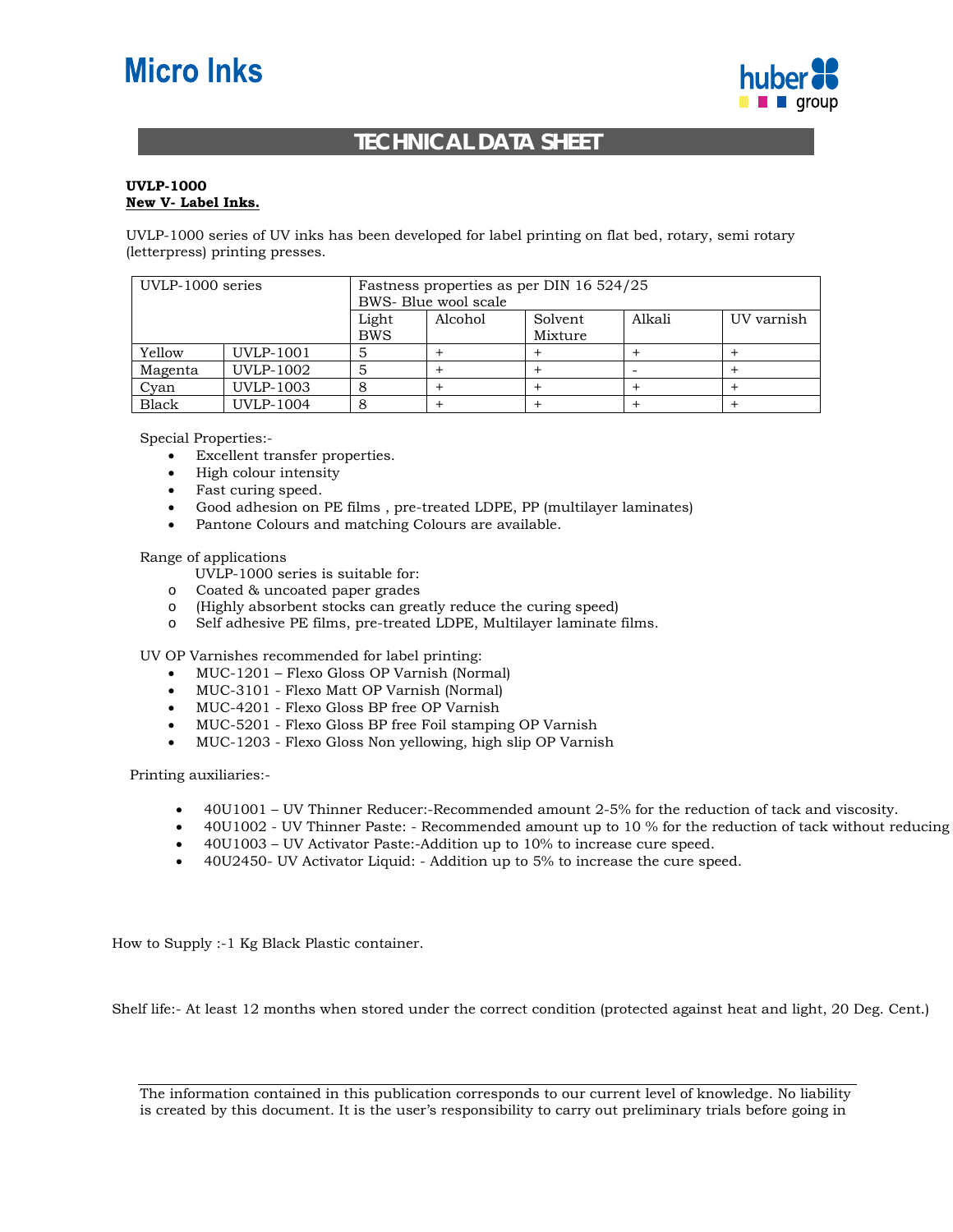Micro Inks

huber group

# TECHNICAL DATA SHEET

**UVLP-1000**
**<u>New V- Label Inks.</u>**

UVLP-1000 series of UV inks has been developed for label printing on flat bed, rotary, semi rotary (letterpress) printing presses.

| UVLP-1000 series | | Fastness properties as per DIN 16 524/25 BWS- Blue wool scale | | | | |
|---|---|---|---|---|---|---|
| | | Light BWS | Alcohol | Solvent Mixture | Alkali | UV varnish |
| Yellow | UVLP-1001 | 5 | + | + | + | + |
| Magenta | UVLP-1002 | 5 | + | + | - | + |
| Cyan | UVLP-1003 | 8 | + | + | + | + |
| Black | UVLP-1004 | 8 | + | + | + | + |

Special Properties:-

- Excellent transfer properties.
- High colour intensity
- Fast curing speed.
- Good adhesion on PE films , pre-treated LDPE, PP (multilayer laminates)
- Pantone Colours and matching Colours are available.

Range of applications

UVLP-1000 series is suitable for:

- Coated & uncoated paper grades
- (Highly absorbent stocks can greatly reduce the curing speed)
- Self adhesive PE films, pre-treated LDPE, Multilayer laminate films.

UV OP Varnishes recommended for label printing:

- MUC-1201 – Flexo Gloss OP Varnish (Normal)
- MUC-3101 - Flexo Matt OP Varnish (Normal)
- MUC-4201 - Flexo Gloss BP free OP Varnish
- MUC-5201 - Flexo Gloss BP free Foil stamping OP Varnish
- MUC-1203 - Flexo Gloss Non yellowing, high slip OP Varnish

Printing auxiliaries:-

- 40U1001 – UV Thinner Reducer:-Recommended amount 2-5% for the reduction of tack and viscosity.
- 40U1002 - UV Thinner Paste: - Recommended amount up to 10 % for the reduction of tack without reducing
- 40U1003 – UV Activator Paste:-Addition up to 10% to increase cure speed.
- 40U2450- UV Activator Liquid: - Addition up to 5% to increase the cure speed.

How to Supply :-1 Kg Black Plastic container.

Shelf life:- At least 12 months when stored under the correct condition (protected against heat and light, 20 Deg. Cent.)

The information contained in this publication corresponds to our current level of knowledge. No liability is created by this document. It is the user's responsibility to carry out preliminary trials before going in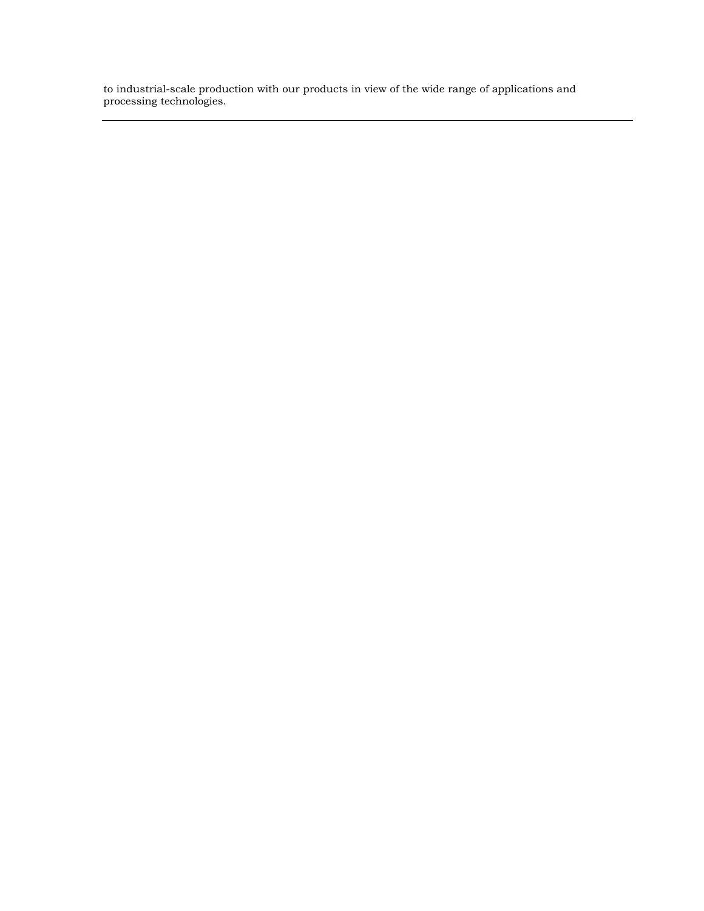to industrial-scale production with our products in view of the wide range of applications and processing technologies.

---